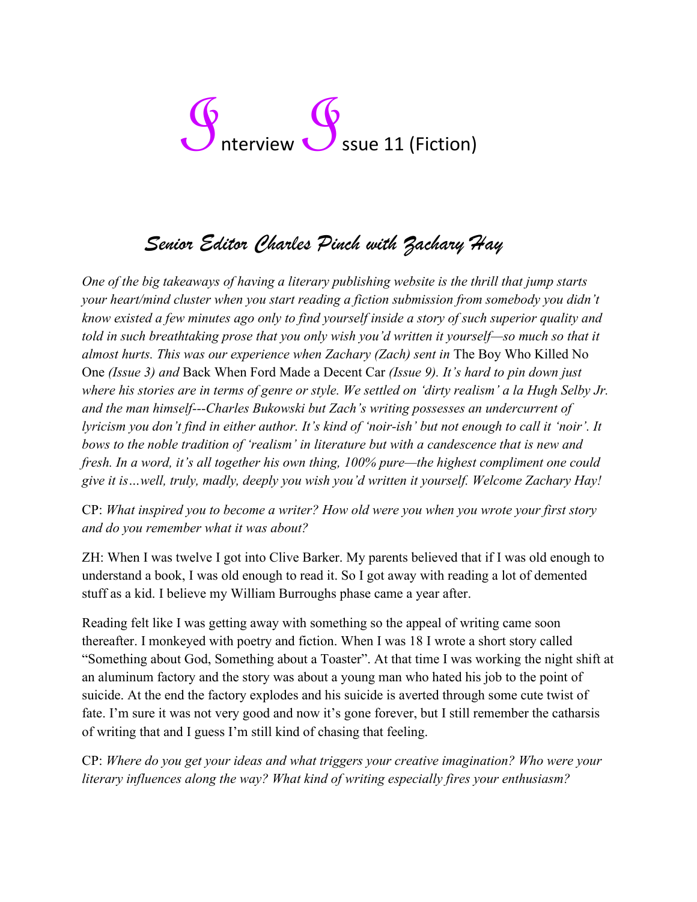# Interview Issue 11 (Fiction)

## *Senior Editor Charles Pinch with Zachary Hay*

*One of the big takeaways of having a literary publishing website is the thrill that jump starts your heart/mind cluster when you start reading a fiction submission from somebody you didn't know existed a few minutes ago only to find yourself inside a story of such superior quality and told in such breathtaking prose that you only wish you'd written it yourself—so much so that it almost hurts. This was our experience when Zachary (Zach) sent in* The Boy Who Killed No One *(Issue 3) and* Back When Ford Made a Decent Car *(Issue 9). It's hard to pin down just where his stories are in terms of genre or style. We settled on 'dirty realism' a la Hugh Selby Jr. and the man himself---Charles Bukowski but Zach's writing possesses an undercurrent of lyricism you don't find in either author. It's kind of 'noir-ish' but not enough to call it 'noir'. It bows to the noble tradition of 'realism' in literature but with a candescence that is new and fresh. In a word, it's all together his own thing, 100% pure—the highest compliment one could give it is…well, truly, madly, deeply you wish you'd written it yourself. Welcome Zachary Hay!*

CP: *What inspired you to become a writer? How old were you when you wrote your first story and do you remember what it was about?*

ZH: When I was twelve I got into Clive Barker. My parents believed that if I was old enough to understand a book, I was old enough to read it. So I got away with reading a lot of demented stuff as a kid. I believe my William Burroughs phase came a year after.

Reading felt like I was getting away with something so the appeal of writing came soon thereafter. I monkeyed with poetry and fiction. When I was 18 I wrote a short story called "Something about God, Something about a Toaster". At that time I was working the night shift at an aluminum factory and the story was about a young man who hated his job to the point of suicide. At the end the factory explodes and his suicide is averted through some cute twist of fate. I'm sure it was not very good and now it's gone forever, but I still remember the catharsis of writing that and I guess I'm still kind of chasing that feeling.

CP: *Where do you get your ideas and what triggers your creative imagination? Who were your literary influences along the way? What kind of writing especially fires your enthusiasm?*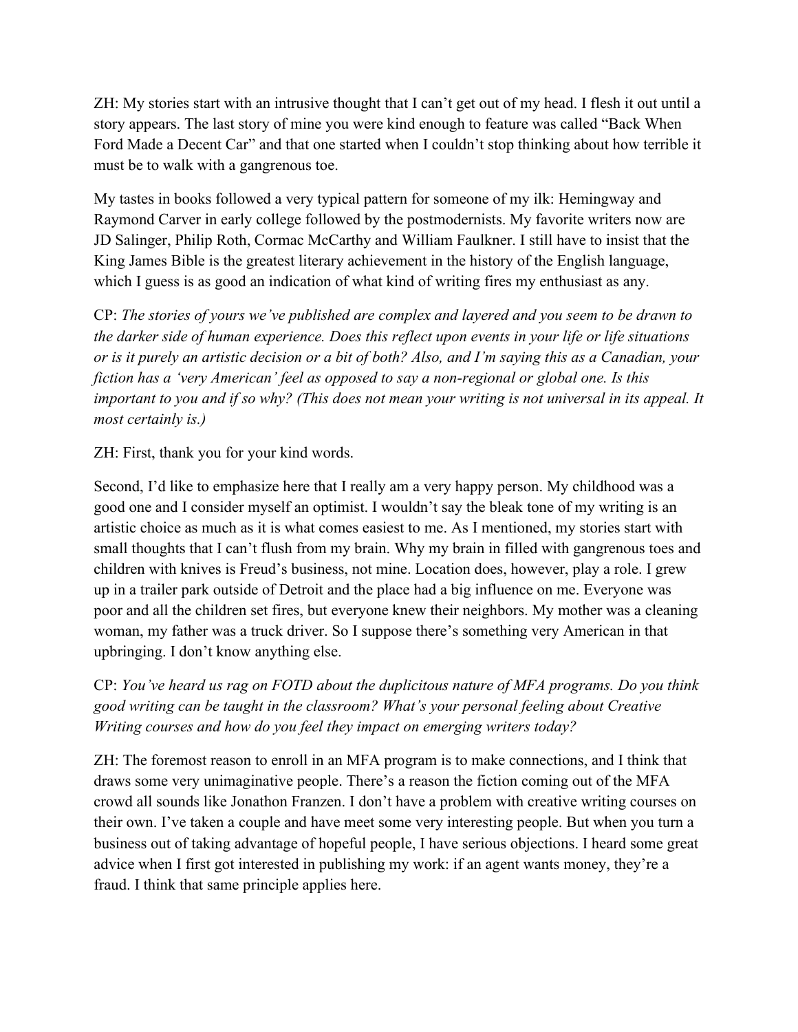ZH: My stories start with an intrusive thought that I can't get out of my head. I flesh it out until a story appears. The last story of mine you were kind enough to feature was called "Back When Ford Made a Decent Car" and that one started when I couldn't stop thinking about how terrible it must be to walk with a gangrenous toe.

My tastes in books followed a very typical pattern for someone of my ilk: Hemingway and Raymond Carver in early college followed by the postmodernists. My favorite writers now are JD Salinger, Philip Roth, Cormac McCarthy and William Faulkner. I still have to insist that the King James Bible is the greatest literary achievement in the history of the English language, which I guess is as good an indication of what kind of writing fires my enthusiast as any.

CP: *The stories of yours we've published are complex and layered and you seem to be drawn to the darker side of human experience. Does this reflect upon events in your life or life situations or is it purely an artistic decision or a bit of both? Also, and I'm saying this as a Canadian, your fiction has a 'very American' feel as opposed to say a non-regional or global one. Is this important to you and if so why? (This does not mean your writing is not universal in its appeal. It most certainly is.)*

ZH: First, thank you for your kind words.

Second, I'd like to emphasize here that I really am a very happy person. My childhood was a good one and I consider myself an optimist. I wouldn't say the bleak tone of my writing is an artistic choice as much as it is what comes easiest to me. As I mentioned, my stories start with small thoughts that I can't flush from my brain. Why my brain in filled with gangrenous toes and children with knives is Freud's business, not mine. Location does, however, play a role. I grew up in a trailer park outside of Detroit and the place had a big influence on me. Everyone was poor and all the children set fires, but everyone knew their neighbors. My mother was a cleaning woman, my father was a truck driver. So I suppose there's something very American in that upbringing. I don't know anything else.

CP: *You've heard us rag on FOTD about the duplicitous nature of MFA programs. Do you think good writing can be taught in the classroom? What's your personal feeling about Creative Writing courses and how do you feel they impact on emerging writers today?*

ZH: The foremost reason to enroll in an MFA program is to make connections, and I think that draws some very unimaginative people. There's a reason the fiction coming out of the MFA crowd all sounds like Jonathon Franzen. I don't have a problem with creative writing courses on their own. I've taken a couple and have meet some very interesting people. But when you turn a business out of taking advantage of hopeful people, I have serious objections. I heard some great advice when I first got interested in publishing my work: if an agent wants money, they're a fraud. I think that same principle applies here.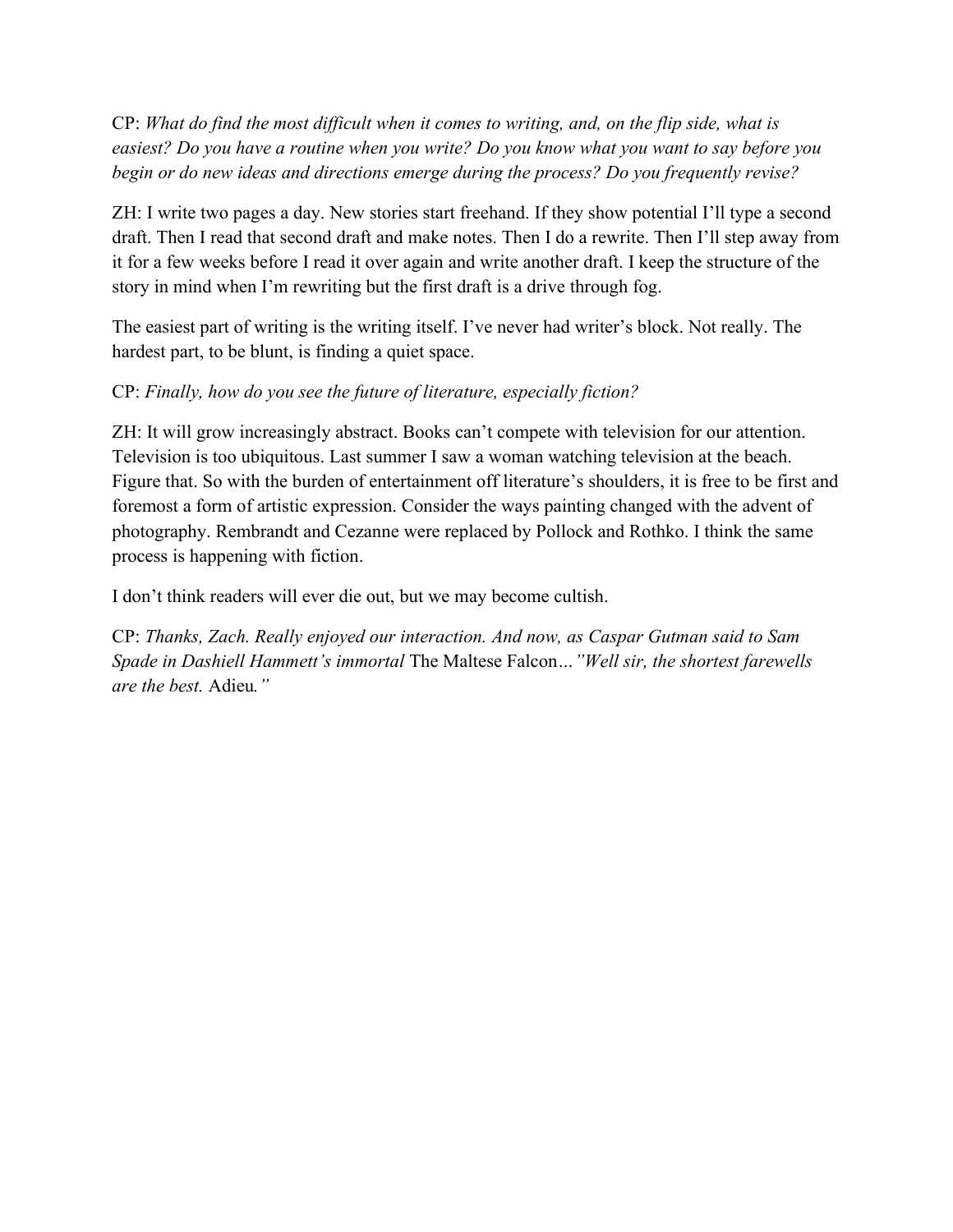CP: *What do find the most difficult when it comes to writing, and, on the flip side, what is easiest? Do you have a routine when you write? Do you know what you want to say before you begin or do new ideas and directions emerge during the process? Do you frequently revise?*

ZH: I write two pages a day. New stories start freehand. If they show potential I'll type a second draft. Then I read that second draft and make notes. Then I do a rewrite. Then I'll step away from it for a few weeks before I read it over again and write another draft. I keep the structure of the story in mind when I'm rewriting but the first draft is a drive through fog.

The easiest part of writing is the writing itself. I've never had writer's block. Not really. The hardest part, to be blunt, is finding a quiet space.

CP: *Finally, how do you see the future of literature, especially fiction?*

ZH: It will grow increasingly abstract. Books can't compete with television for our attention. Television is too ubiquitous. Last summer I saw a woman watching television at the beach. Figure that. So with the burden of entertainment off literature's shoulders, it is free to be first and foremost a form of artistic expression. Consider the ways painting changed with the advent of photography. Rembrandt and Cezanne were replaced by Pollock and Rothko. I think the same process is happening with fiction.

I don't think readers will ever die out, but we may become cultish.

CP: *Thanks, Zach. Really enjoyed our interaction. And now, as Caspar Gutman said to Sam Spade in Dashiell Hammett's immortal* The Maltese Falcon*…"Well sir, the shortest farewells are the best.* Adieu*."*